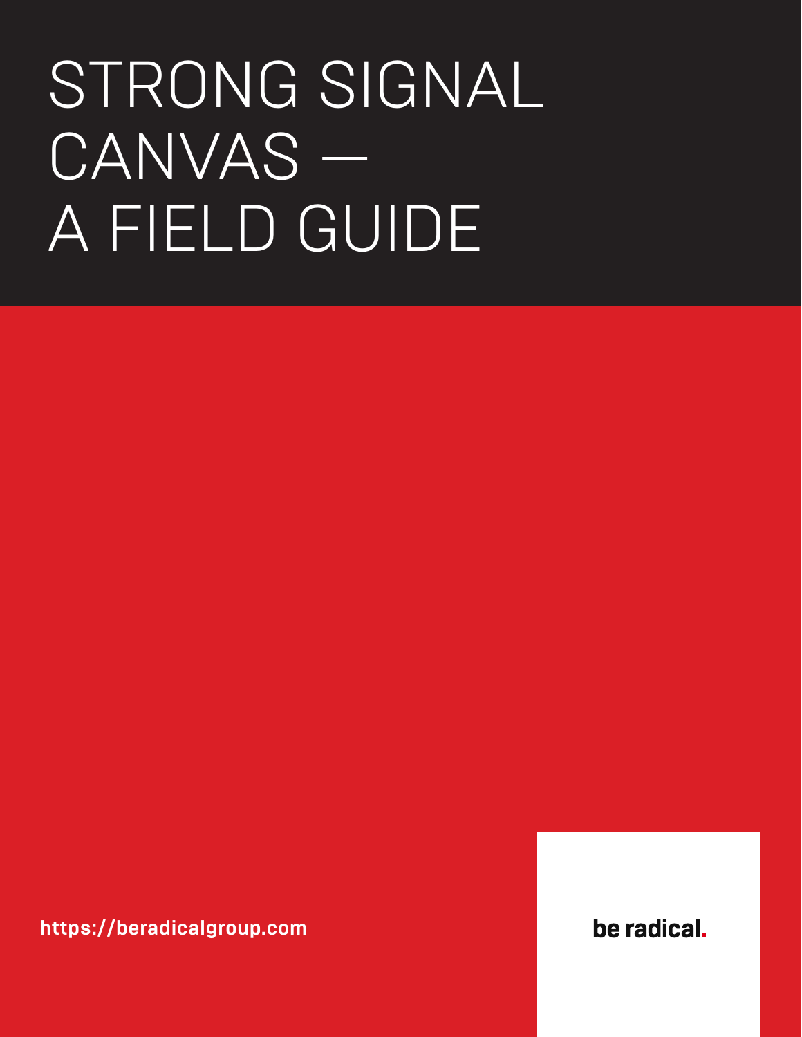# STRONG SIGNAL CANVAS — A FIELD GUIDE

https://beradicalgroup.com

be radical.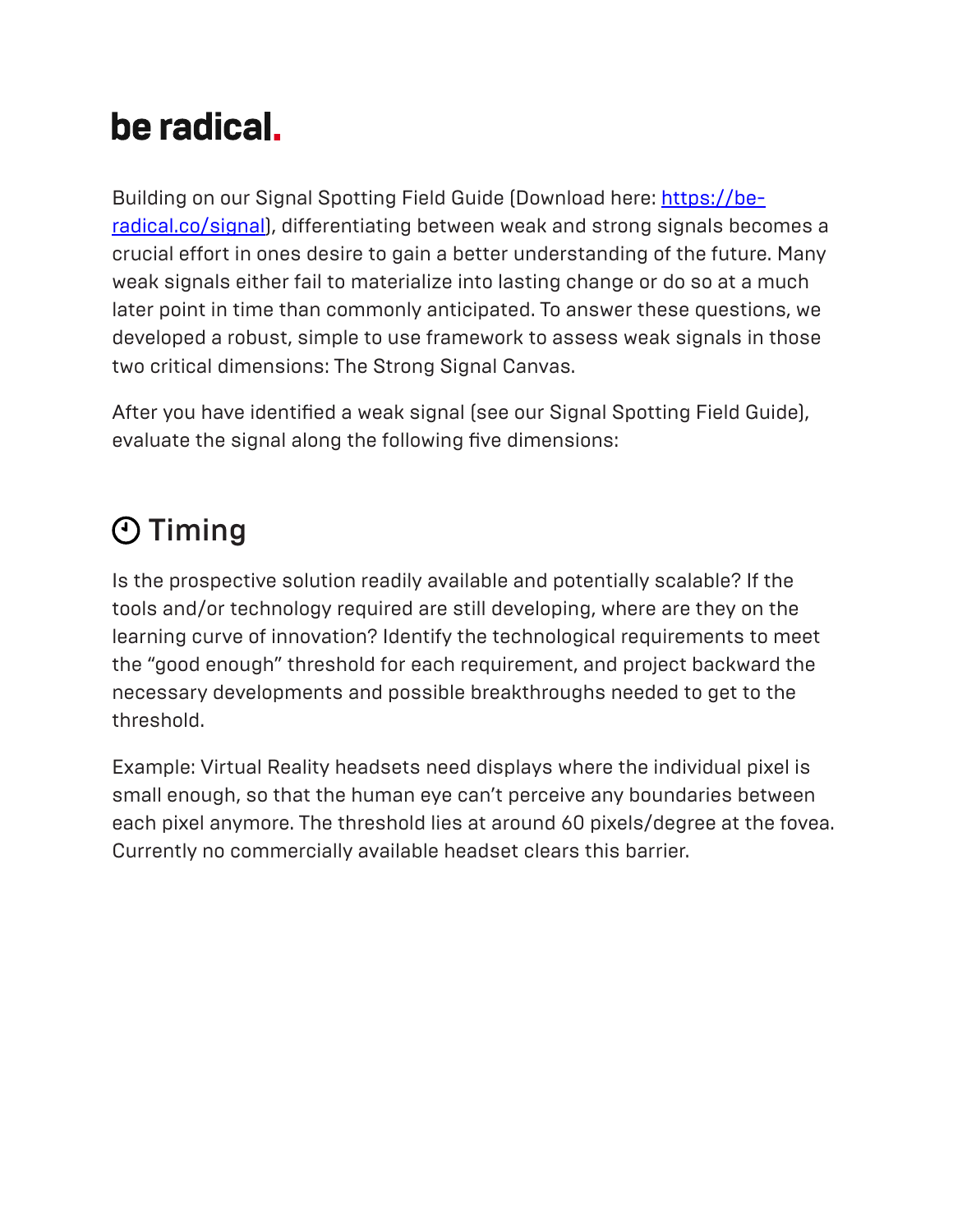# be radical.

Building on our Signal Spotting Field Guide (Download here: [https://be-radical.co/signal](https://be-radical.co/signal)), differentiating between weak and strong signals becomes a crucial effort in ones desire to gain a better understanding of the future. Many weak signals either fail to materialize into lasting change or do so at a much later point in time than commonly anticipated. To answer these questions, we developed a robust, simple to use framework to assess weak signals in those two critical dimensions: The Strong Signal Canvas.

After you have identified a weak signal (see our Signal Spotting Field Guide), evaluate the signal along the following five dimensions:

## Timing

Is the prospective solution readily available and potentially scalable? If the tools and/or technology required are still developing, where are they on the learning curve of innovation? Identify the technological requirements to meet the "good enough" threshold for each requirement, and project backward the necessary developments and possible breakthroughs needed to get to the threshold.

Example: Virtual Reality headsets need displays where the individual pixel is small enough, so that the human eye can't perceive any boundaries between each pixel anymore. The threshold lies at around 60 pixels/degree at the fovea. Currently no commercially available headset clears this barrier.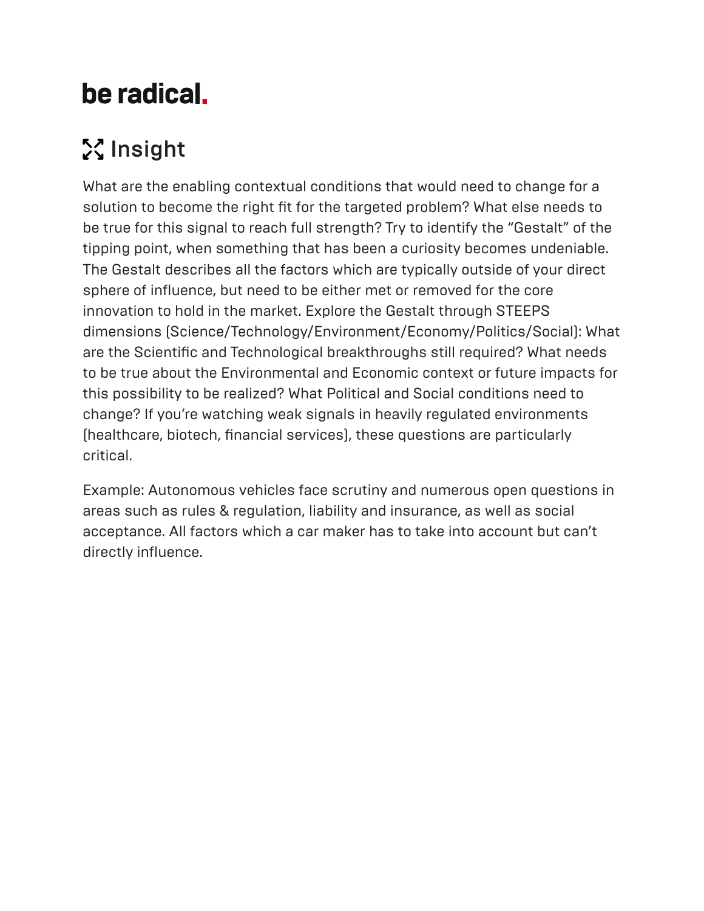# be radical.

## Insight

What are the enabling contextual conditions that would need to change for a solution to become the right fit for the targeted problem? What else needs to be true for this signal to reach full strength? Try to identify the "Gestalt" of the tipping point, when something that has been a curiosity becomes undeniable. The Gestalt describes all the factors which are typically outside of your direct sphere of influence, but need to be either met or removed for the core innovation to hold in the market. Explore the Gestalt through STEEPS dimensions (Science/Technology/Environment/Economy/Politics/Social): What are the Scientific and Technological breakthroughs still required? What needs to be true about the Environmental and Economic context or future impacts for this possibility to be realized? What Political and Social conditions need to change? If you're watching weak signals in heavily regulated environments (healthcare, biotech, financial services), these questions are particularly critical.

Example: Autonomous vehicles face scrutiny and numerous open questions in areas such as rules & regulation, liability and insurance, as well as social acceptance. All factors which a car maker has to take into account but can't directly influence.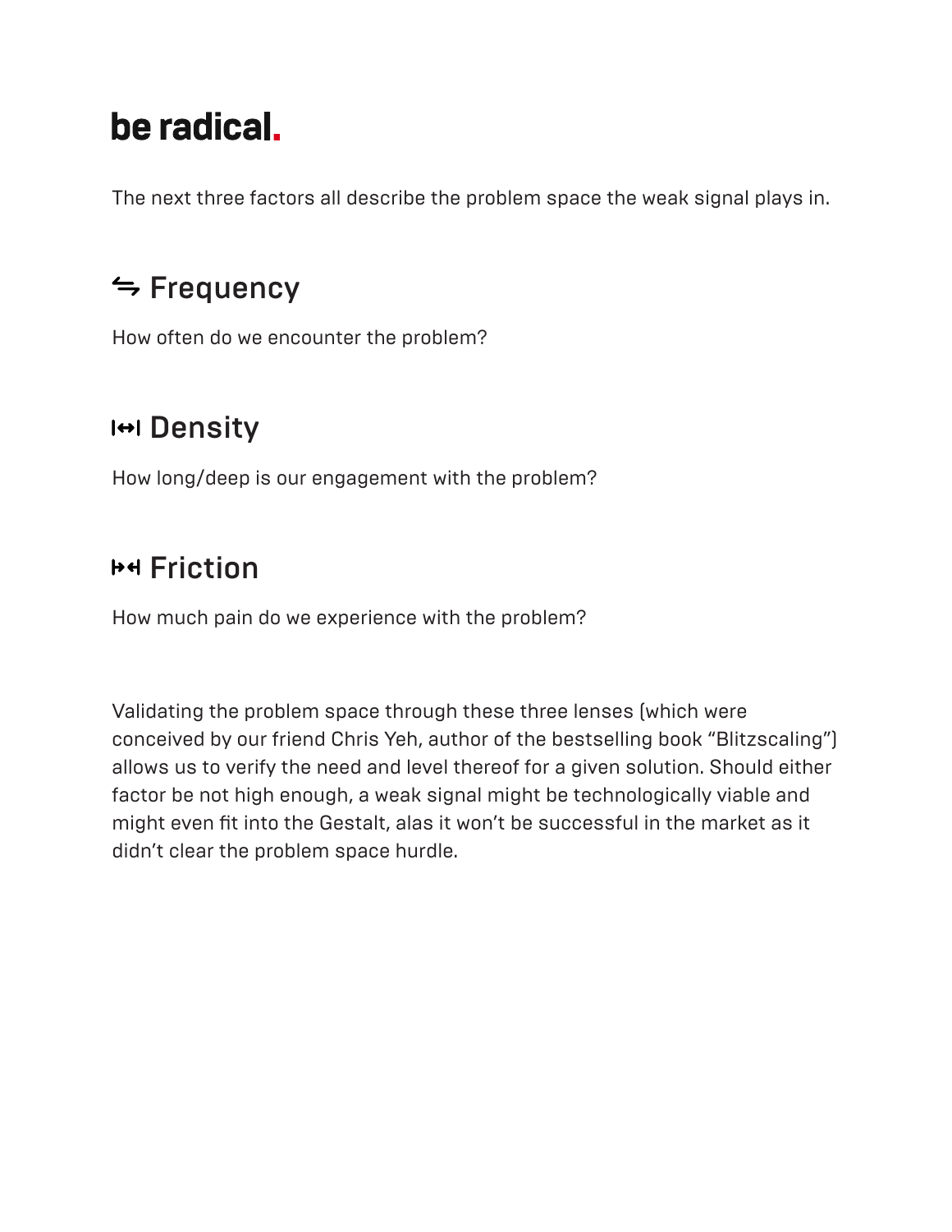# be radical.

The next three factors all describe the problem space the weak signal plays in.

## ⥃ Frequency

How often do we encounter the problem?

## ⇹ Density

How long/deep is our engagement with the problem?

## ⇥⇤ Friction

How much pain do we experience with the problem?

Validating the problem space through these three lenses (which were conceived by our friend Chris Yeh, author of the bestselling book "Blitzscaling") allows us to verify the need and level thereof for a given solution. Should either factor be not high enough, a weak signal might be technologically viable and might even fit into the Gestalt, alas it won't be successful in the market as it didn't clear the problem space hurdle.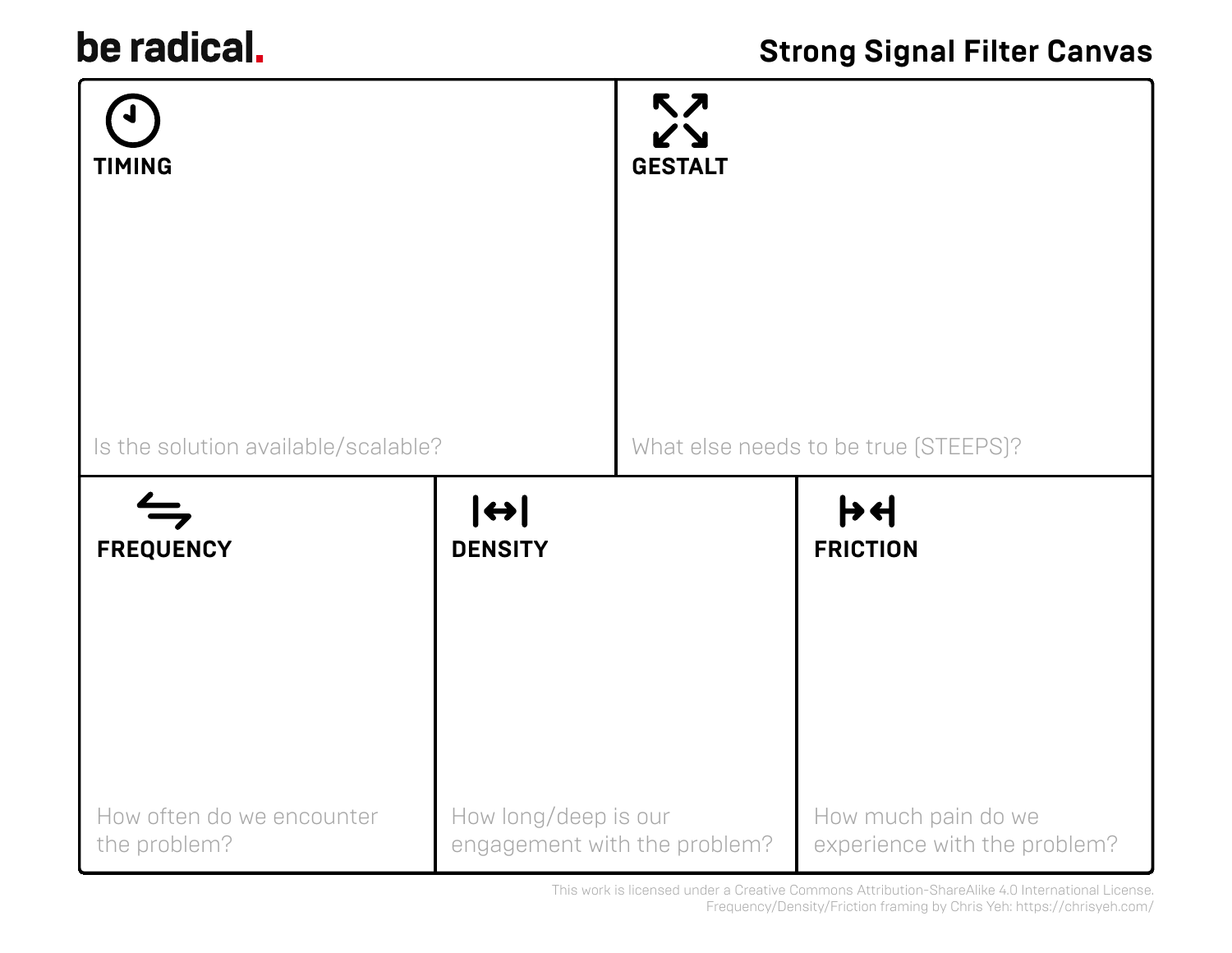be radical.

# Strong Signal Filter Canvas

## TIMING

Is the solution available/scalable?

## GESTALT

What else needs to be true (STEEPS)?

## FREQUENCY

How often do we encounter the problem?

## DENSITY

How long/deep is our engagement with the problem?

## FRICTION

How much pain do we experience with the problem?

This work is licensed under a Creative Commons Attribution-ShareAlike 4.0 International License.
Frequency/Density/Friction framing by Chris Yeh: https://chrisyeh.com/